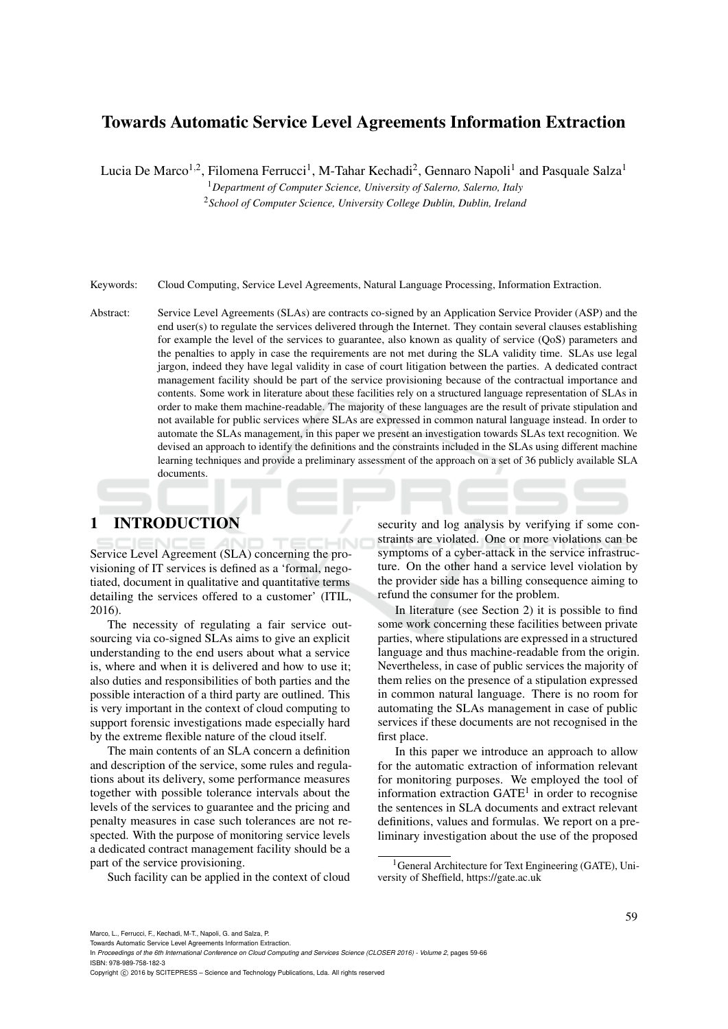# Towards Automatic Service Level Agreements Information Extraction

Lucia De Marco[1,2], Filomena Ferrucci[1], M-Tahar Kechadi[2], Gennaro Napoli[1] and Pasquale Salza[1]

[1] *Department of Computer Science, University of Salerno, Salerno, Italy*

[2] *School of Computer Science, University College Dublin, Dublin, Ireland*

Keywords: Cloud Computing, Service Level Agreements, Natural Language Processing, Information Extraction.

Abstract: Service Level Agreements (SLAs) are contracts co-signed by an Application Service Provider (ASP) and the end user(s) to regulate the services delivered through the Internet. They contain several clauses establishing for example the level of the services to guarantee, also known as quality of service (QoS) parameters and the penalties to apply in case the requirements are not met during the SLA validity time. SLAs use legal jargon, indeed they have legal validity in case of court litigation between the parties. A dedicated contract management facility should be part of the service provisioning because of the contractual importance and contents. Some work in literature about these facilities rely on a structured language representation of SLAs in order to make them machine-readable. The majority of these languages are the result of private stipulation and not available for public services where SLAs are expressed in common natural language instead. In order to automate the SLAs management, in this paper we present an investigation towards SLAs text recognition. We devised an approach to identify the definitions and the constraints included in the SLAs using different machine learning techniques and provide a preliminary assessment of the approach on a set of 36 publicly available SLA documents.

## 1 INTRODUCTION

Service Level Agreement (SLA) concerning the provisioning of IT services is defined as a 'formal, negotiated, document in qualitative and quantitative terms detailing the services offered to a customer' (ITIL, 2016).

The necessity of regulating a fair service outsourcing via co-signed SLAs aims to give an explicit understanding to the end users about what a service is, where and when it is delivered and how to use it; also duties and responsibilities of both parties and the possible interaction of a third party are outlined. This is very important in the context of cloud computing to support forensic investigations made especially hard by the extreme flexible nature of the cloud itself.

The main contents of an SLA concern a definition and description of the service, some rules and regulations about its delivery, some performance measures together with possible tolerance intervals about the levels of the services to guarantee and the pricing and penalty measures in case such tolerances are not respected. With the purpose of monitoring service levels a dedicated contract management facility should be a part of the service provisioning.

Such facility can be applied in the context of cloud security and log analysis by verifying if some constraints are violated. One or more violations can be symptoms of a cyber-attack in the service infrastructure. On the other hand a service level violation by the provider side has a billing consequence aiming to refund the consumer for the problem.

In literature (see Section 2) it is possible to find some work concerning these facilities between private parties, where stipulations are expressed in a structured language and thus machine-readable from the origin. Nevertheless, in case of public services the majority of them relies on the presence of a stipulation expressed in common natural language. There is no room for automating the SLAs management in case of public services if these documents are not recognised in the first place.

In this paper we introduce an approach to allow for the automatic extraction of information relevant for monitoring purposes. We employed the tool of information extraction GATE[1] in order to recognise the sentences in SLA documents and extract relevant definitions, values and formulas. We report on a preliminary investigation about the use of the proposed

[1] General Architecture for Text Engineering (GATE), University of Sheffield, https://gate.ac.uk

Marco, L., Ferrucci, F., Kechadi, M-T., Napoli, G. and Salza, P.
Towards Automatic Service Level Agreements Information Extraction.
In *Proceedings of the 6th International Conference on Cloud Computing and Services Science (CLOSER 2016) - Volume 2*, pages 59-66
ISBN: 978-989-758-182-3
Copyright © 2016 by SCITEPRESS – Science and Technology Publications, Lda. All rights reserved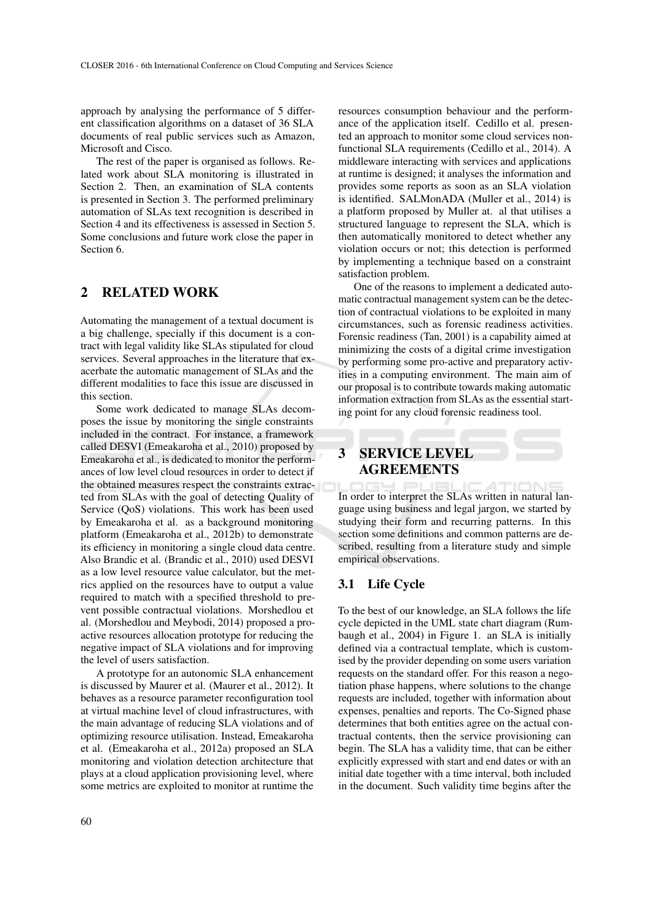approach by analysing the performance of 5 different classification algorithms on a dataset of 36 SLA documents of real public services such as Amazon, Microsoft and Cisco.

The rest of the paper is organised as follows. Related work about SLA monitoring is illustrated in Section 2. Then, an examination of SLA contents is presented in Section 3. The performed preliminary automation of SLAs text recognition is described in Section 4 and its effectiveness is assessed in Section 5. Some conclusions and future work close the paper in Section 6.

## 2 RELATED WORK

Automating the management of a textual document is a big challenge, specially if this document is a contract with legal validity like SLAs stipulated for cloud services. Several approaches in the literature that exacerbate the automatic management of SLAs and the different modalities to face this issue are discussed in this section.

Some work dedicated to manage SLAs decomposes the issue by monitoring the single constraints included in the contract. For instance, a framework called DESVI (Emeakaroha et al., 2010) proposed by Emeakaroha et al., is dedicated to monitor the performances of low level cloud resources in order to detect if the obtained measures respect the constraints extracted from SLAs with the goal of detecting Quality of Service (QoS) violations. This work has been used by Emeakaroha et al. as a background monitoring platform (Emeakaroha et al., 2012b) to demonstrate its efficiency in monitoring a single cloud data centre. Also Brandic et al. (Brandic et al., 2010) used DESVI as a low level resource value calculator, but the metrics applied on the resources have to output a value required to match with a specified threshold to prevent possible contractual violations. Morshedlou et al. (Morshedlou and Meybodi, 2014) proposed a proactive resources allocation prototype for reducing the negative impact of SLA violations and for improving the level of users satisfaction.

A prototype for an autonomic SLA enhancement is discussed by Maurer et al. (Maurer et al., 2012). It behaves as a resource parameter reconfiguration tool at virtual machine level of cloud infrastructures, with the main advantage of reducing SLA violations and of optimizing resource utilisation. Instead, Emeakaroha et al. (Emeakaroha et al., 2012a) proposed an SLA monitoring and violation detection architecture that plays at a cloud application provisioning level, where some metrics are exploited to monitor at runtime the resources consumption behaviour and the performance of the application itself. Cedillo et al. presented an approach to monitor some cloud services non-functional SLA requirements (Cedillo et al., 2014). A middleware interacting with services and applications at runtime is designed; it analyses the information and provides some reports as soon as an SLA violation is identified. SALMonADA (Muller et al., 2014) is a platform proposed by Muller at. al that utilises a structured language to represent the SLA, which is then automatically monitored to detect whether any violation occurs or not; this detection is performed by implementing a technique based on a constraint satisfaction problem.

One of the reasons to implement a dedicated automatic contractual management system can be the detection of contractual violations to be exploited in many circumstances, such as forensic readiness activities. Forensic readiness (Tan, 2001) is a capability aimed at minimizing the costs of a digital crime investigation by performing some pro-active and preparatory activities in a computing environment. The main aim of our proposal is to contribute towards making automatic information extraction from SLAs as the essential starting point for any cloud forensic readiness tool.

## 3 SERVICE LEVEL AGREEMENTS

In order to interpret the SLAs written in natural language using business and legal jargon, we started by studying their form and recurring patterns. In this section some definitions and common patterns are described, resulting from a literature study and simple empirical observations.

### 3.1 Life Cycle

To the best of our knowledge, an SLA follows the life cycle depicted in the UML state chart diagram (Rumbaugh et al., 2004) in Figure 1. an SLA is initially defined via a contractual template, which is customised by the provider depending on some users variation requests on the standard offer. For this reason a negotiation phase happens, where solutions to the change requests are included, together with information about expenses, penalties and reports. The Co-Signed phase determines that both entities agree on the actual contractual contents, then the service provisioning can begin. The SLA has a validity time, that can be either explicitly expressed with start and end dates or with an initial date together with a time interval, both included in the document. Such validity time begins after the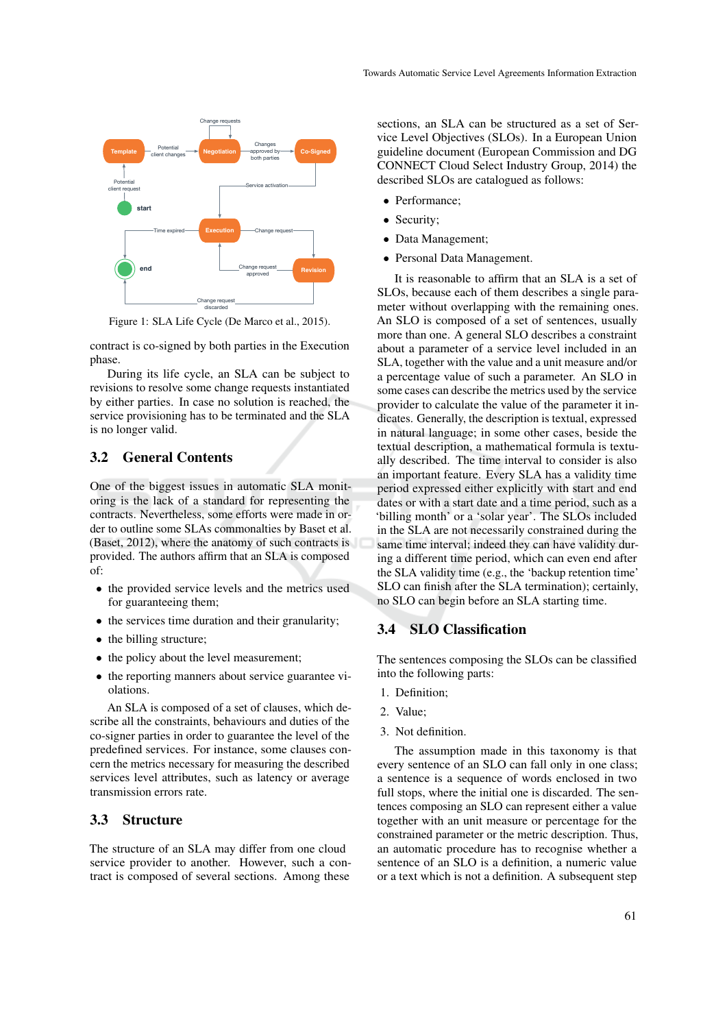Figure 1: SLA Life Cycle (De Marco et al., 2015).

contract is co-signed by both parties in the Execution phase.

During its life cycle, an SLA can be subject to revisions to resolve some change requests instantiated by either parties. In case no solution is reached, the service provisioning has to be terminated and the SLA is no longer valid.

## 3.2 General Contents

One of the biggest issues in automatic SLA monitoring is the lack of a standard for representing the contracts. Nevertheless, some efforts were made in order to outline some SLAs commonalties by Baset et al. (Baset, 2012), where the anatomy of such contracts is provided. The authors affirm that an SLA is composed of:

- the provided service levels and the metrics used for guaranteeing them;
- the services time duration and their granularity;
- the billing structure;
- the policy about the level measurement;
- the reporting manners about service guarantee violations.

An SLA is composed of a set of clauses, which describe all the constraints, behaviours and duties of the co-signer parties in order to guarantee the level of the predefined services. For instance, some clauses concern the metrics necessary for measuring the described services level attributes, such as latency or average transmission errors rate.

## 3.3 Structure

The structure of an SLA may differ from one cloud service provider to another. However, such a contract is composed of several sections. Among these sections, an SLA can be structured as a set of Service Level Objectives (SLOs). In a European Union guideline document (European Commission and DG CONNECT Cloud Select Industry Group, 2014) the described SLOs are catalogued as follows:

- Performance;
- Security;
- Data Management;
- Personal Data Management.

It is reasonable to affirm that an SLA is a set of SLOs, because each of them describes a single parameter without overlapping with the remaining ones. An SLO is composed of a set of sentences, usually more than one. A general SLO describes a constraint about a parameter of a service level included in an SLA, together with the value and a unit measure and/or a percentage value of such a parameter. An SLO in some cases can describe the metrics used by the service provider to calculate the value of the parameter it indicates. Generally, the description is textual, expressed in natural language; in some other cases, beside the textual description, a mathematical formula is textually described. The time interval to consider is also an important feature. Every SLA has a validity time period expressed either explicitly with start and end dates or with a start date and a time period, such as a 'billing month' or a 'solar year'. The SLOs included in the SLA are not necessarily constrained during the same time interval; indeed they can have validity during a different time period, which can even end after the SLA validity time (e.g., the 'backup retention time' SLO can finish after the SLA termination); certainly, no SLO can begin before an SLA starting time.

## 3.4 SLO Classification

The sentences composing the SLOs can be classified into the following parts:

1. Definition;
2. Value;
3. Not definition.

The assumption made in this taxonomy is that every sentence of an SLO can fall only in one class; a sentence is a sequence of words enclosed in two full stops, where the initial one is discarded. The sentences composing an SLO can represent either a value together with an unit measure or percentage for the constrained parameter or the metric description. Thus, an automatic procedure has to recognise whether a sentence of an SLO is a definition, a numeric value or a text which is not a definition. A subsequent step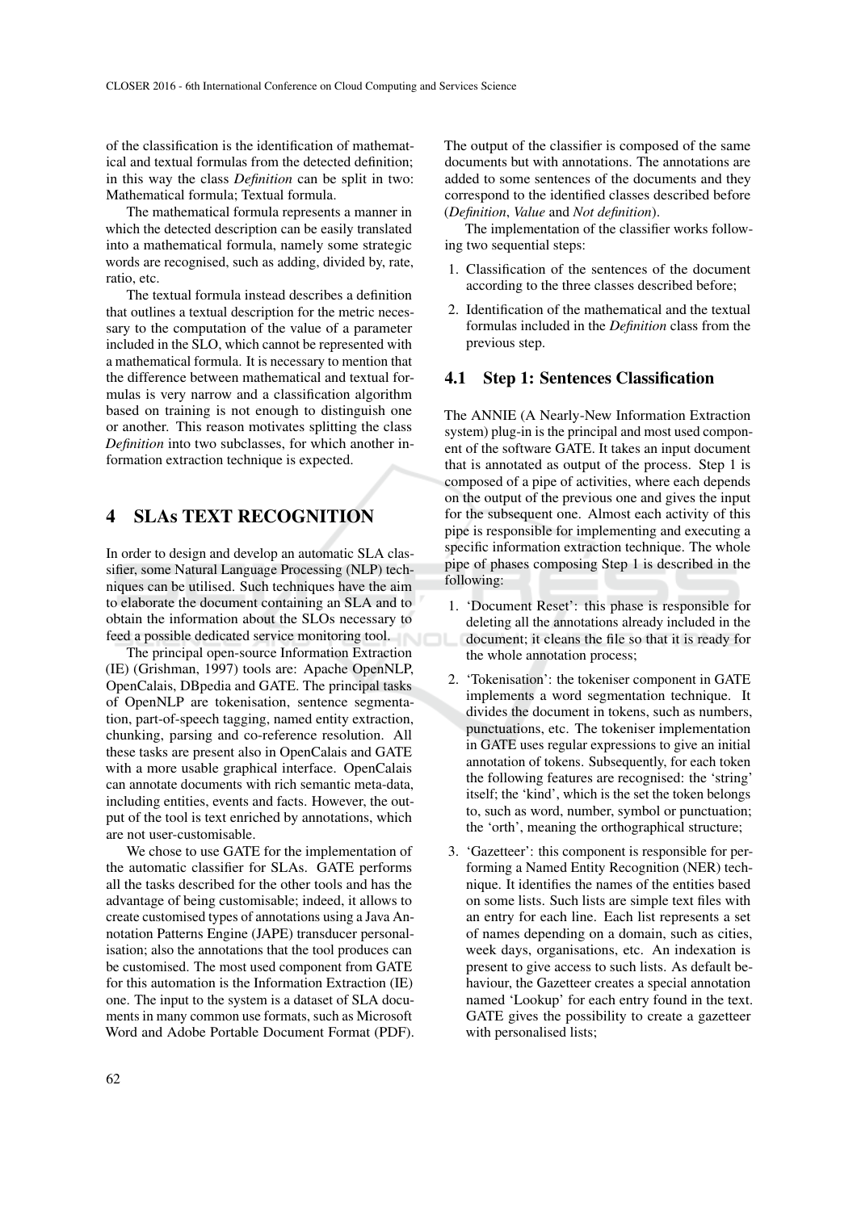of the classification is the identification of mathematical and textual formulas from the detected definition; in this way the class *Definition* can be split in two: Mathematical formula; Textual formula.

The mathematical formula represents a manner in which the detected description can be easily translated into a mathematical formula, namely some strategic words are recognised, such as adding, divided by, rate, ratio, etc.

The textual formula instead describes a definition that outlines a textual description for the metric necessary to the computation of the value of a parameter included in the SLO, which cannot be represented with a mathematical formula. It is necessary to mention that the difference between mathematical and textual formulas is very narrow and a classification algorithm based on training is not enough to distinguish one or another. This reason motivates splitting the class *Definition* into two subclasses, for which another information extraction technique is expected.

## 4 SLAs TEXT RECOGNITION

In order to design and develop an automatic SLA classifier, some Natural Language Processing (NLP) techniques can be utilised. Such techniques have the aim to elaborate the document containing an SLA and to obtain the information about the SLOs necessary to feed a possible dedicated service monitoring tool.

The principal open-source Information Extraction (IE) (Grishman, 1997) tools are: Apache OpenNLP, OpenCalais, DBpedia and GATE. The principal tasks of OpenNLP are tokenisation, sentence segmentation, part-of-speech tagging, named entity extraction, chunking, parsing and co-reference resolution. All these tasks are present also in OpenCalais and GATE with a more usable graphical interface. OpenCalais can annotate documents with rich semantic meta-data, including entities, events and facts. However, the output of the tool is text enriched by annotations, which are not user-customisable.

We chose to use GATE for the implementation of the automatic classifier for SLAs. GATE performs all the tasks described for the other tools and has the advantage of being customisable; indeed, it allows to create customised types of annotations using a Java Annotation Patterns Engine (JAPE) transducer personalisation; also the annotations that the tool produces can be customised. The most used component from GATE for this automation is the Information Extraction (IE) one. The input to the system is a dataset of SLA documents in many common use formats, such as Microsoft Word and Adobe Portable Document Format (PDF). The output of the classifier is composed of the same documents but with annotations. The annotations are added to some sentences of the documents and they correspond to the identified classes described before (*Definition*, *Value* and *Not definition*).

The implementation of the classifier works following two sequential steps:

1. Classification of the sentences of the document according to the three classes described before;
2. Identification of the mathematical and the textual formulas included in the *Definition* class from the previous step.

### 4.1 Step 1: Sentences Classification

The ANNIE (A Nearly-New Information Extraction system) plug-in is the principal and most used component of the software GATE. It takes an input document that is annotated as output of the process. Step 1 is composed of a pipe of activities, where each depends on the output of the previous one and gives the input for the subsequent one. Almost each activity of this pipe is responsible for implementing and executing a specific information extraction technique. The whole pipe of phases composing Step 1 is described in the following:

1. 'Document Reset': this phase is responsible for deleting all the annotations already included in the document; it cleans the file so that it is ready for the whole annotation process;
2. 'Tokenisation': the tokeniser component in GATE implements a word segmentation technique. It divides the document in tokens, such as numbers, punctuations, etc. The tokeniser implementation in GATE uses regular expressions to give an initial annotation of tokens. Subsequently, for each token the following features are recognised: the 'string' itself; the 'kind', which is the set the token belongs to, such as word, number, symbol or punctuation; the 'orth', meaning the orthographical structure;
3. 'Gazetteer': this component is responsible for performing a Named Entity Recognition (NER) technique. It identifies the names of the entities based on some lists. Such lists are simple text files with an entry for each line. Each list represents a set of names depending on a domain, such as cities, week days, organisations, etc. An indexation is present to give access to such lists. As default behaviour, the Gazetteer creates a special annotation named 'Lookup' for each entry found in the text. GATE gives the possibility to create a gazetteer with personalised lists;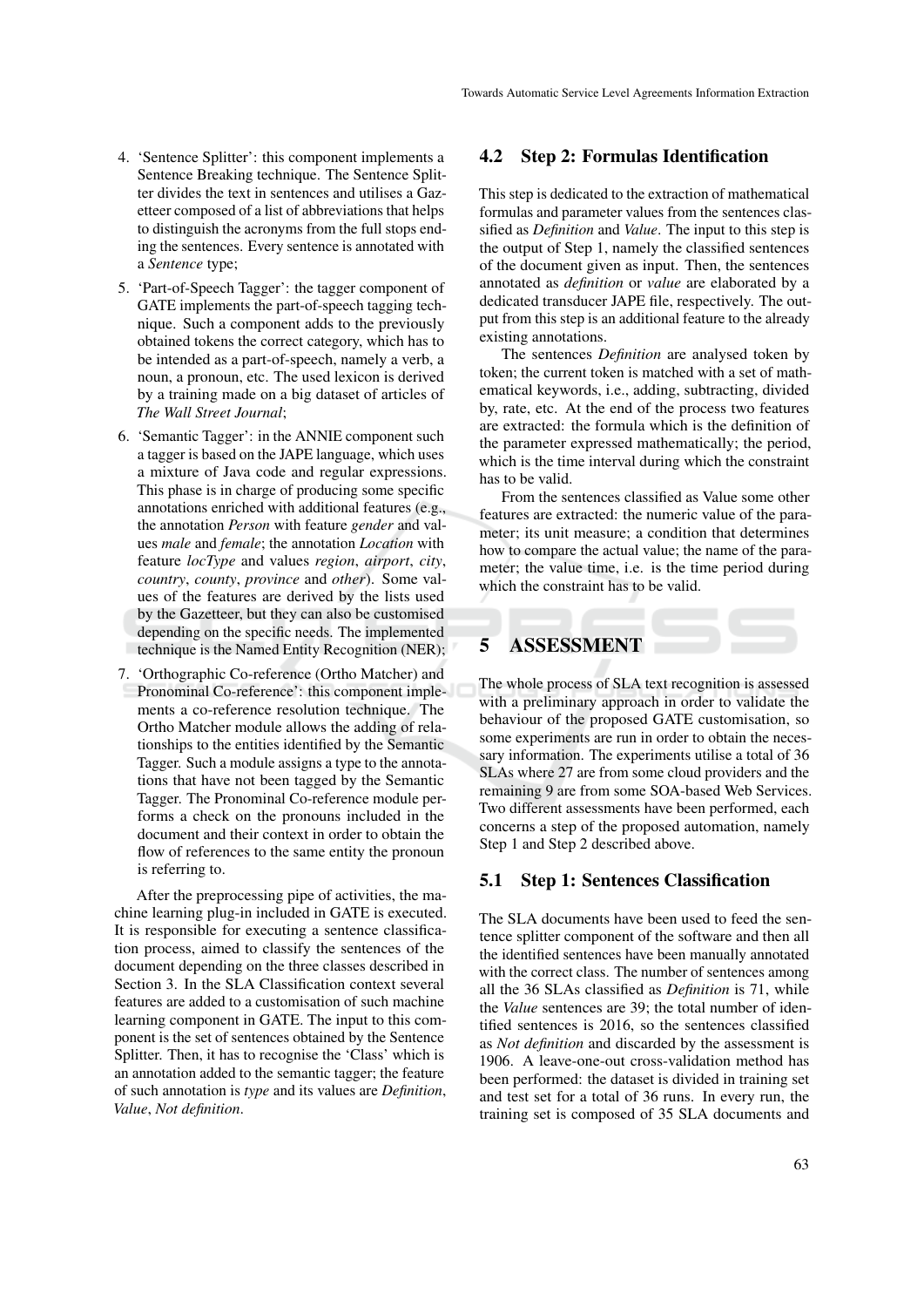4. 'Sentence Splitter': this component implements a Sentence Breaking technique. The Sentence Splitter divides the text in sentences and utilises a Gazetteer composed of a list of abbreviations that helps to distinguish the acronyms from the full stops ending the sentences. Every sentence is annotated with a *Sentence* type;
5. 'Part-of-Speech Tagger': the tagger component of GATE implements the part-of-speech tagging technique. Such a component adds to the previously obtained tokens the correct category, which has to be intended as a part-of-speech, namely a verb, a noun, a pronoun, etc. The used lexicon is derived by a training made on a big dataset of articles of *The Wall Street Journal*;
6. 'Semantic Tagger': in the ANNIE component such a tagger is based on the JAPE language, which uses a mixture of Java code and regular expressions. This phase is in charge of producing some specific annotations enriched with additional features (e.g., the annotation *Person* with feature *gender* and values *male* and *female*; the annotation *Location* with feature *locType* and values *region*, *airport*, *city*, *country*, *county*, *province* and *other*). Some values of the features are derived by the lists used by the Gazetteer, but they can also be customised depending on the specific needs. The implemented technique is the Named Entity Recognition (NER);
7. 'Orthographic Co-reference (Ortho Matcher) and Pronominal Co-reference': this component implements a co-reference resolution technique. The Ortho Matcher module allows the adding of relationships to the entities identified by the Semantic Tagger. Such a module assigns a type to the annotations that have not been tagged by the Semantic Tagger. The Pronominal Co-reference module performs a check on the pronouns included in the document and their context in order to obtain the flow of references to the same entity the pronoun is referring to.

After the preprocessing pipe of activities, the machine learning plug-in included in GATE is executed. It is responsible for executing a sentence classification process, aimed to classify the sentences of the document depending on the three classes described in Section 3. In the SLA Classification context several features are added to a customisation of such machine learning component in GATE. The input to this component is the set of sentences obtained by the Sentence Splitter. Then, it has to recognise the 'Class' which is an annotation added to the semantic tagger; the feature of such annotation is *type* and its values are *Definition*, *Value*, *Not definition*.

## 4.2 Step 2: Formulas Identification

This step is dedicated to the extraction of mathematical formulas and parameter values from the sentences classified as *Definition* and *Value*. The input to this step is the output of Step 1, namely the classified sentences of the document given as input. Then, the sentences annotated as *definition* or *value* are elaborated by a dedicated transducer JAPE file, respectively. The output from this step is an additional feature to the already existing annotations.

The sentences *Definition* are analysed token by token; the current token is matched with a set of mathematical keywords, i.e., adding, subtracting, divided by, rate, etc. At the end of the process two features are extracted: the formula which is the definition of the parameter expressed mathematically; the period, which is the time interval during which the constraint has to be valid.

From the sentences classified as Value some other features are extracted: the numeric value of the parameter; its unit measure; a condition that determines how to compare the actual value; the name of the parameter; the value time, i.e. is the time period during which the constraint has to be valid.

# 5 ASSESSMENT

The whole process of SLA text recognition is assessed with a preliminary approach in order to validate the behaviour of the proposed GATE customisation, so some experiments are run in order to obtain the necessary information. The experiments utilise a total of 36 SLAs where 27 are from some cloud providers and the remaining 9 are from some SOA-based Web Services. Two different assessments have been performed, each concerns a step of the proposed automation, namely Step 1 and Step 2 described above.

## 5.1 Step 1: Sentences Classification

The SLA documents have been used to feed the sentence splitter component of the software and then all the identified sentences have been manually annotated with the correct class. The number of sentences among all the 36 SLAs classified as *Definition* is 71, while the *Value* sentences are 39; the total number of identified sentences is 2016, so the sentences classified as *Not definition* and discarded by the assessment is 1906. A leave-one-out cross-validation method has been performed: the dataset is divided in training set and test set for a total of 36 runs. In every run, the training set is composed of 35 SLA documents and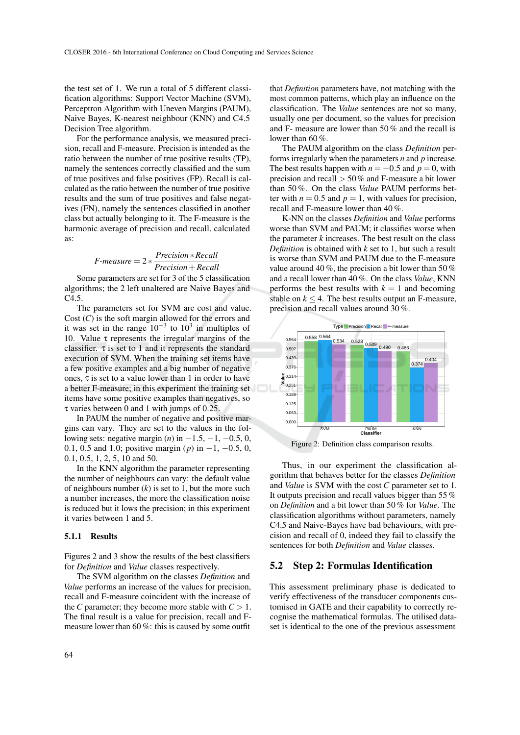the test set of 1. We run a total of 5 different classification algorithms: Support Vector Machine (SVM), Perceptron Algorithm with Uneven Margins (PAUM), Naive Bayes, K-nearest neighbour (KNN) and C4.5 Decision Tree algorithm.

For the performance analysis, we measured precision, recall and F-measure. Precision is intended as the ratio between the number of true positive results (TP), namely the sentences correctly classified and the sum of true positives and false positives (FP). Recall is calculated as the ratio between the number of true positive results and the sum of true positives and false negatives (FN), namely the sentences classified in another class but actually belonging to it. The F-measure is the harmonic average of precision and recall, calculated as:

$$F\text{-}measure = 2 * \frac{Precision * Recall}{Precision + Recall}$$

Some parameters are set for 3 of the 5 classification algorithms; the 2 left unaltered are Naive Bayes and C4.5.

The parameters set for SVM are cost and value. Cost ($C$) is the soft margin allowed for the errors and it was set in the range $10^{-3}$ to $10^{3}$ in multiples of 10. Value $\tau$ represents the irregular margins of the classifier. $\tau$ is set to 1 and it represents the standard execution of SVM. When the training set items have a few positive examples and a big number of negative ones, $\tau$ is set to a value lower than 1 in order to have a better F-measure; in this experiment the training set items have some positive examples than negatives, so $\tau$ varies between 0 and 1 with jumps of 0.25.

In PAUM the number of negative and positive margins can vary. They are set to the values in the following sets: negative margin ($n$) in $-1.5$, $-1$, $-0.5$, 0, 0.1, 0.5 and 1.0; positive margin ($p$) in $-1$, $-0.5$, 0, 0.1, 0.5, 1, 2, 5, 10 and 50.

In the KNN algorithm the parameter representing the number of neighbours can vary: the default value of neighbours number ($k$) is set to 1, but the more such a number increases, the more the classification noise is reduced but it lows the precision; in this experiment it varies between 1 and 5.

### 5.1.1 Results

Figures 2 and 3 show the results of the best classifiers for *Definition* and *Value* classes respectively.

The SVM algorithm on the classes *Definition* and *Value* performs an increase of the values for precision, recall and F-measure coincident with the increase of the $C$ parameter; they become more stable with $C > 1$. The final result is a value for precision, recall and F-measure lower than 60 %: this is caused by some outfit that *Definition* parameters have, not matching with the most common patterns, which play an influence on the classification. The *Value* sentences are not so many, usually one per document, so the values for precision and F- measure are lower than 50 % and the recall is lower than 60 %.

The PAUM algorithm on the class *Definition* performs irregularly when the parameters $n$ and $p$ increase. The best results happen with $n = -0.5$ and $p = 0$, with precision and recall $> 50$ % and F-measure a bit lower than 50 %. On the class *Value* PAUM performs better with $n = 0.5$ and $p = 1$, with values for precision, recall and F-measure lower than 40 %.

K-NN on the classes *Definition* and *Value* performs worse than SVM and PAUM; it classifies worse when the parameter $k$ increases. The best result on the class *Definition* is obtained with $k$ set to 1, but such a result is worse than SVM and PAUM due to the F-measure value around 40 %, the precision a bit lower than 50 % and a recall lower than 40 %. On the class *Value*, KNN performs the best results with $k = 1$ and becoming stable on $k \leq 4$. The best results output an F-measure, precision and recall values around 30 %.

Figure 2: Definition class comparison results.

Thus, in our experiment the classification algorithm that behaves better for the classes *Definition* and *Value* is SVM with the cost $C$ parameter set to 1. It outputs precision and recall values bigger than 55 % on *Definition* and a bit lower than 50 % for *Value*. The classification algorithms without parameters, namely C4.5 and Naive-Bayes have bad behaviours, with precision and recall of 0, indeed they fail to classify the sentences for both *Definition* and *Value* classes.

## 5.2 Step 2: Formulas Identification

This assessment preliminary phase is dedicated to verify effectiveness of the transducer components customised in GATE and their capability to correctly recognise the mathematical formulas. The utilised dataset is identical to the one of the previous assessment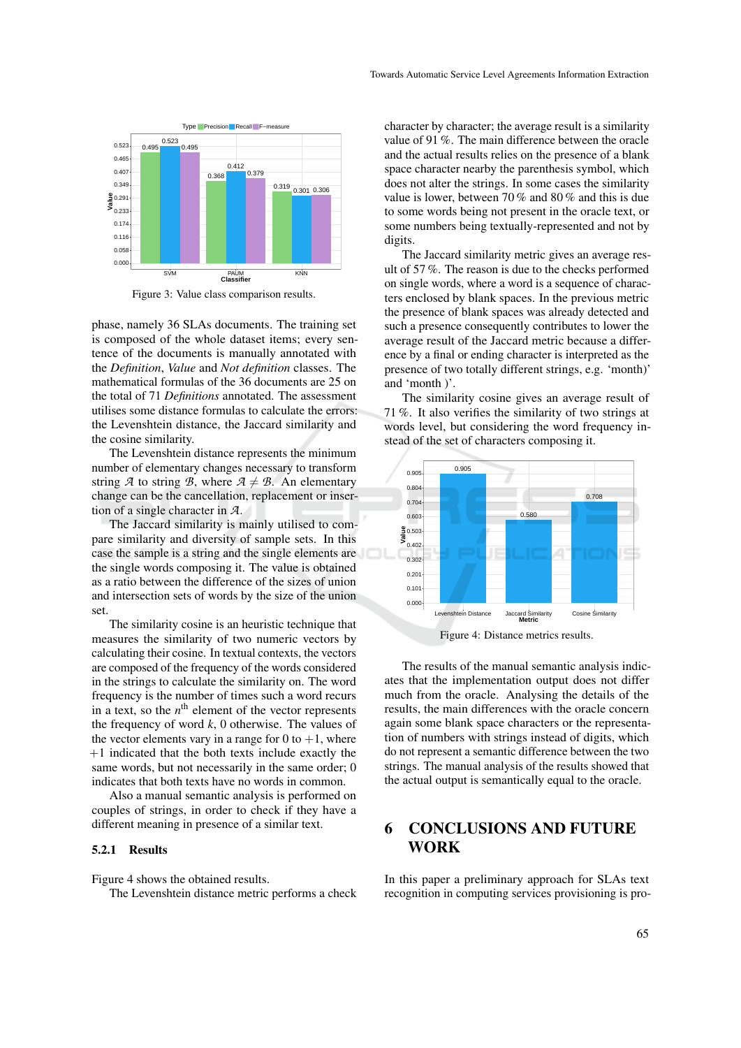Figure 3: Value class comparison results.

phase, namely 36 SLAs documents. The training set is composed of the whole dataset items; every sentence of the documents is manually annotated with the *Definition*, *Value* and *Not definition* classes. The mathematical formulas of the 36 documents are 25 on the total of 71 *Definitions* annotated. The assessment utilises some distance formulas to calculate the errors: the Levenshtein distance, the Jaccard similarity and the cosine similarity.

The Levenshtein distance represents the minimum number of elementary changes necessary to transform string $\mathcal{A}$ to string $\mathcal{B}$, where $\mathcal{A} \neq \mathcal{B}$. An elementary change can be the cancellation, replacement or insertion of a single character in $\mathcal{A}$.

The Jaccard similarity is mainly utilised to compare similarity and diversity of sample sets. In this case the sample is a string and the single elements are the single words composing it. The value is obtained as a ratio between the difference of the sizes of union and intersection sets of words by the size of the union set.

The similarity cosine is an heuristic technique that measures the similarity of two numeric vectors by calculating their cosine. In textual contexts, the vectors are composed of the frequency of the words considered in the strings to calculate the similarity on. The word frequency is the number of times such a word recurs in a text, so the $n^{\text{th}}$ element of the vector represents the frequency of word $k$, 0 otherwise. The values of the vector elements vary in a range for 0 to $+1$, where $+1$ indicated that the both texts include exactly the same words, but not necessarily in the same order; 0 indicates that both texts have no words in common.

Also a manual semantic analysis is performed on couples of strings, in order to check if they have a different meaning in presence of a similar text.

#### 5.2.1 Results

Figure 4 shows the obtained results.

The Levenshtein distance metric performs a check character by character; the average result is a similarity value of 91 %. The main difference between the oracle and the actual results relies on the presence of a blank space character nearby the parenthesis symbol, which does not alter the strings. In some cases the similarity value is lower, between 70 % and 80 % and this is due to some words being not present in the oracle text, or some numbers being textually-represented and not by digits.

The Jaccard similarity metric gives an average result of 57 %. The reason is due to the checks performed on single words, where a word is a sequence of characters enclosed by blank spaces. In the previous metric the presence of blank spaces was already detected and such a presence consequently contributes to lower the average result of the Jaccard metric because a difference by a final or ending character is interpreted as the presence of two totally different strings, e.g. 'month)' and 'month )'.

The similarity cosine gives an average result of 71 %. It also verifies the similarity of two strings at words level, but considering the word frequency instead of the set of characters composing it.

Figure 4: Distance metrics results.

The results of the manual semantic analysis indicates that the implementation output does not differ much from the oracle. Analysing the details of the results, the main differences with the oracle concern again some blank space characters or the representation of numbers with strings instead of digits, which do not represent a semantic difference between the two strings. The manual analysis of the results showed that the actual output is semantically equal to the oracle.

## 6 CONCLUSIONS AND FUTURE WORK

In this paper a preliminary approach for SLAs text recognition in computing services provisioning is pro-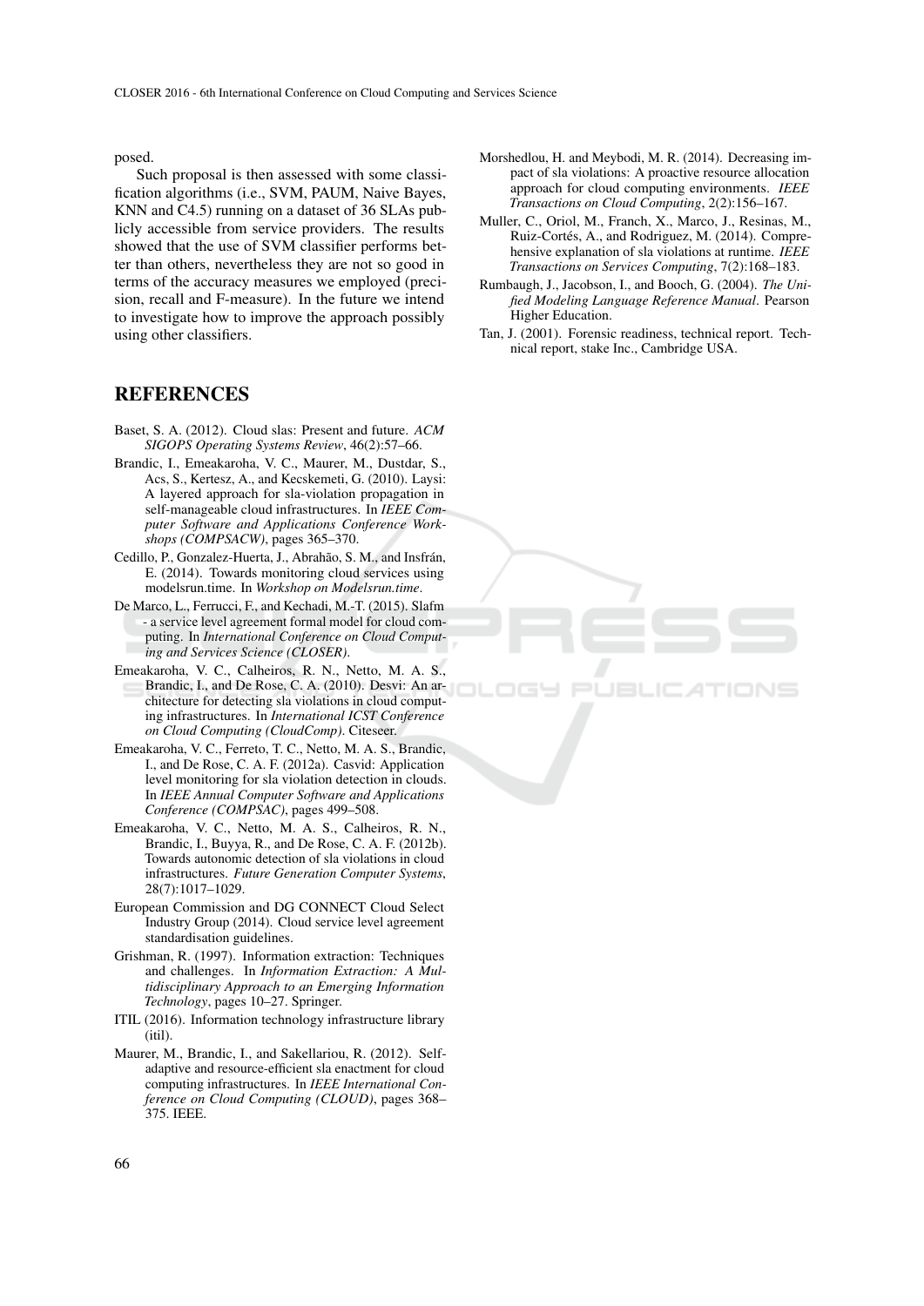posed.

Such proposal is then assessed with some classification algorithms (i.e., SVM, PAUM, Naive Bayes, KNN and C4.5) running on a dataset of 36 SLAs publicly accessible from service providers. The results showed that the use of SVM classifier performs better than others, nevertheless they are not so good in terms of the accuracy measures we employed (precision, recall and F-measure). In the future we intend to investigate how to improve the approach possibly using other classifiers.

## REFERENCES

Baset, S. A. (2012). Cloud slas: Present and future. *ACM SIGOPS Operating Systems Review*, 46(2):57–66.

Brandic, I., Emeakaroha, V. C., Maurer, M., Dustdar, S., Acs, S., Kertesz, A., and Kecskemeti, G. (2010). Laysi: A layered approach for sla-violation propagation in self-manageable cloud infrastructures. In *IEEE Computer Software and Applications Conference Workshops (COMPSACW)*, pages 365–370.

Cedillo, P., Gonzalez-Huerta, J., Abrahão, S. M., and Insfrán, E. (2014). Towards monitoring cloud services using models@run.time. In *Workshop on Models@run.time*.

De Marco, L., Ferrucci, F., and Kechadi, M.-T. (2015). Slafm - a service level agreement formal model for cloud computing. In *International Conference on Cloud Computing and Services Science (CLOSER)*.

Emeakaroha, V. C., Calheiros, R. N., Netto, M. A. S., Brandic, I., and De Rose, C. A. (2010). Desvi: An architecture for detecting sla violations in cloud computing infrastructures. In *International ICST Conference on Cloud Computing (CloudComp)*. Citeseer.

Emeakaroha, V. C., Ferreto, T. C., Netto, M. A. S., Brandic, I., and De Rose, C. A. F. (2012a). Casvid: Application level monitoring for sla violation detection in clouds. In *IEEE Annual Computer Software and Applications Conference (COMPSAC)*, pages 499–508.

Emeakaroha, V. C., Netto, M. A. S., Calheiros, R. N., Brandic, I., Buyya, R., and De Rose, C. A. F. (2012b). Towards autonomic detection of sla violations in cloud infrastructures. *Future Generation Computer Systems*, 28(7):1017–1029.

European Commission and DG CONNECT Cloud Select Industry Group (2014). Cloud service level agreement standardisation guidelines.

Grishman, R. (1997). Information extraction: Techniques and challenges. In *Information Extraction: A Multidisciplinary Approach to an Emerging Information Technology*, pages 10–27. Springer.

ITIL (2016). Information technology infrastructure library (itil).

Maurer, M., Brandic, I., and Sakellariou, R. (2012). Self-adaptive and resource-efficient sla enactment for cloud computing infrastructures. In *IEEE International Conference on Cloud Computing (CLOUD)*, pages 368–375. IEEE.

Morshedlou, H. and Meybodi, M. R. (2014). Decreasing impact of sla violations: A proactive resource allocation approach for cloud computing environments. *IEEE Transactions on Cloud Computing*, 2(2):156–167.

Muller, C., Oriol, M., Franch, X., Marco, J., Resinas, M., Ruiz-Cortés, A., and Rodriguez, M. (2014). Comprehensive explanation of sla violations at runtime. *IEEE Transactions on Services Computing*, 7(2):168–183.

Rumbaugh, J., Jacobson, I., and Booch, G. (2004). *The Unified Modeling Language Reference Manual*. Pearson Higher Education.

Tan, J. (2001). Forensic readiness, technical report. Technical report, @stake Inc., Cambridge USA.